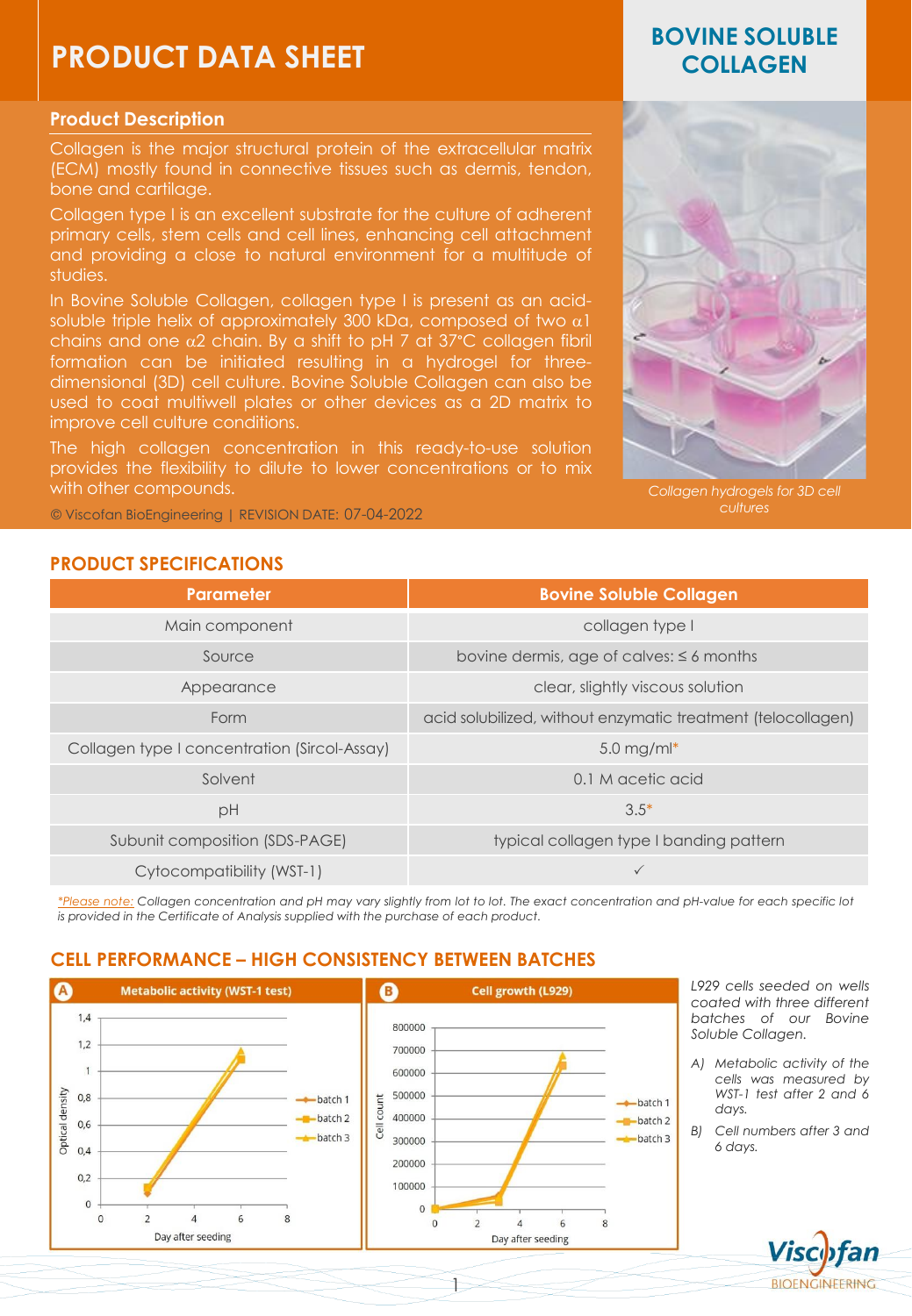# PRODUCT DATA SHEET

# BOVINE SOLUBLE COLLAGEN

## Product Description

Collagen is the major structural protein of the extracellular matrix (ECM) mostly found in connective tissues such as dermis, tendon, bone and cartilage.

Collagen type I is an excellent substrate for the culture of adherent primary cells, stem cells and cell lines, enhancing cell attachment and providing a close to natural environment for a multitude of studies.

In Bovine Soluble Collagen, collagen type I is present as an acid-soluble triple helix of approximately 300 kDa, composed of two $\alpha$1 chains and one $\alpha$2 chain. By a shift to pH 7 at 37°C collagen fibril formation can be initiated resulting in a hydrogel for three-dimensional (3D) cell culture. Bovine Soluble Collagen can also be used to coat multiwell plates or other devices as a 2D matrix to improve cell culture conditions.

The high collagen concentration in this ready-to-use solution provides the flexibility to dilute to lower concentrations or to mix with other compounds.

*Collagen hydrogels for 3D cell cultures*

© Viscofan BioEngineering | REVISION DATE: 07-04-2022

## PRODUCT SPECIFICATIONS

| Parameter | Bovine Soluble Collagen |
|---|---|
| Main component | collagen type I |
| Source | bovine dermis, age of calves: ≤ 6 months |
| Appearance | clear, slightly viscous solution |
| Form | acid solubilized, without enzymatic treatment (telocollagen) |
| Collagen type I concentration (Sircol-Assay) | 5.0 mg/ml* |
| Solvent | 0.1 M acetic acid |
| pH | 3.5* |
| Subunit composition (SDS-PAGE) | typical collagen type I banding pattern |
| Cytocompatibility (WST-1) | ✓ |

*\*Please note: Collagen concentration and pH may vary slightly from lot to lot. The exact concentration and pH-value for each specific lot is provided in the Certificate of Analysis supplied with the purchase of each product.*

## CELL PERFORMANCE – HIGH CONSISTENCY BETWEEN BATCHES

*L929 cells seeded on wells coated with three different batches of our Bovine Soluble Collagen.*

*A) Metabolic activity of the cells was measured by WST-1 test after 2 and 6 days.*

*B) Cell numbers after 3 and 6 days.*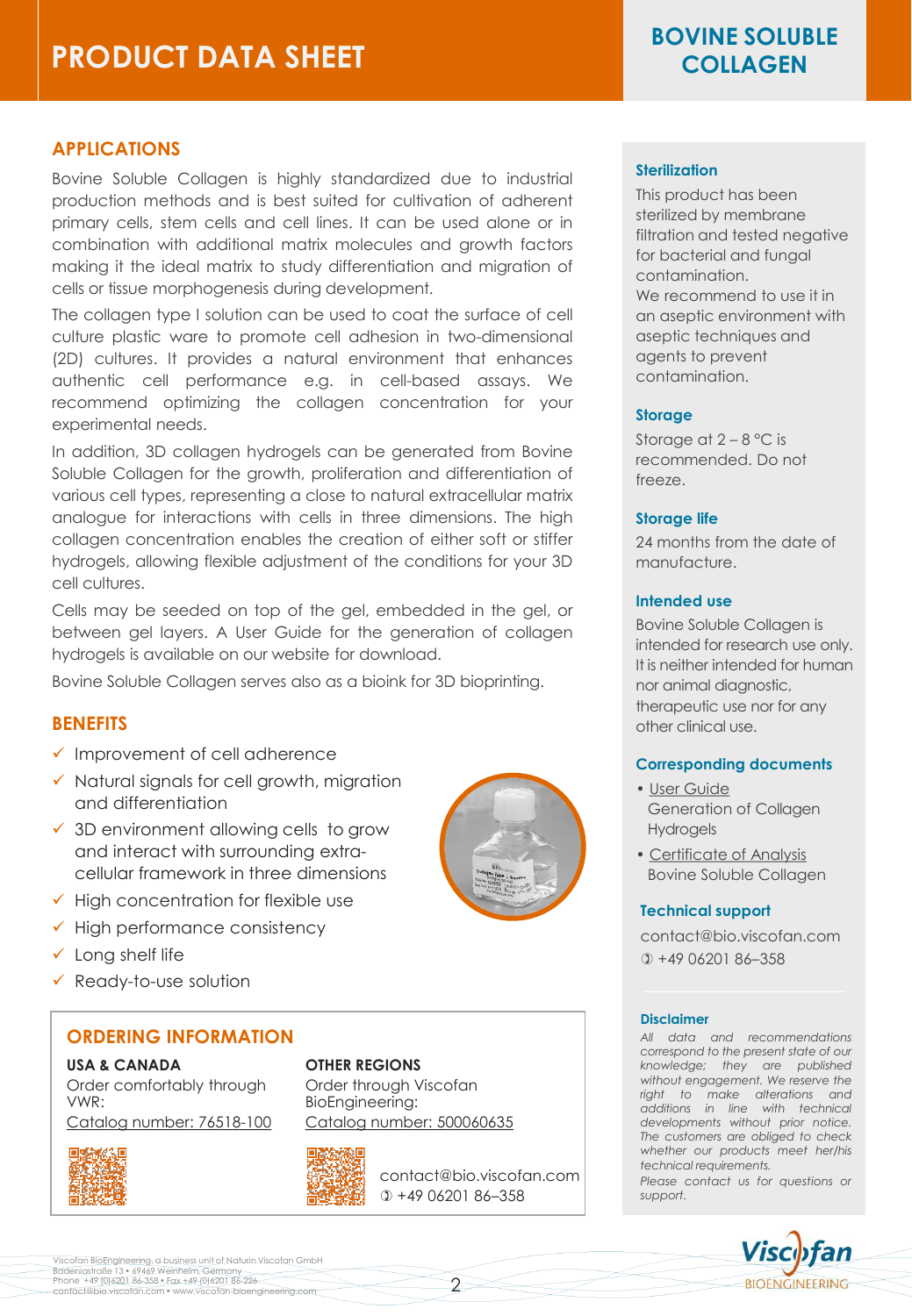# PRODUCT DATA SHEET

# BOVINE SOLUBLE COLLAGEN

## APPLICATIONS

Bovine Soluble Collagen is highly standardized due to industrial production methods and is best suited for cultivation of adherent primary cells, stem cells and cell lines. It can be used alone or in combination with additional matrix molecules and growth factors making it the ideal matrix to study differentiation and migration of cells or tissue morphogenesis during development.

The collagen type I solution can be used to coat the surface of cell culture plastic ware to promote cell adhesion in two-dimensional (2D) cultures. It provides a natural environment that enhances authentic cell performance e.g. in cell-based assays. We recommend optimizing the collagen concentration for your experimental needs.

In addition, 3D collagen hydrogels can be generated from Bovine Soluble Collagen for the growth, proliferation and differentiation of various cell types, representing a close to natural extracellular matrix analogue for interactions with cells in three dimensions. The high collagen concentration enables the creation of either soft or stiffer hydrogels, allowing flexible adjustment of the conditions for your 3D cell cultures.

Cells may be seeded on top of the gel, embedded in the gel, or between gel layers. A User Guide for the generation of collagen hydrogels is available on our website for download.

Bovine Soluble Collagen serves also as a bioink for 3D bioprinting.

## BENEFITS

- ✓ Improvement of cell adherence
- ✓ Natural signals for cell growth, migration and differentiation
- ✓ 3D environment allowing cells to grow and interact with surrounding extra-cellular framework in three dimensions
- ✓ High concentration for flexible use
- ✓ High performance consistency
- ✓ Long shelf life
- ✓ Ready-to-use solution

## ORDERING INFORMATION

**USA & CANADA**
Order comfortably through VWR:
Catalog number: 76518-100

**OTHER REGIONS**
Order through Viscofan BioEngineering:
Catalog number: 500060635

contact@bio.viscofan.com
✆ +49 06201 86–358

### Sterilization

This product has been sterilized by membrane filtration and tested negative for bacterial and fungal contamination.
We recommend to use it in an aseptic environment with aseptic techniques and agents to prevent contamination.

### Storage

Storage at 2 – 8 °C is recommended. Do not freeze.

### Storage life

24 months from the date of manufacture.

### Intended use

Bovine Soluble Collagen is intended for research use only. It is neither intended for human nor animal diagnostic, therapeutic use nor for any other clinical use.

### Corresponding documents

- User Guide
  Generation of Collagen Hydrogels
- Certificate of Analysis
  Bovine Soluble Collagen

### Technical support

contact@bio.viscofan.com
✆ +49 06201 86–358

### Disclaimer

*All data and recommendations correspond to the present state of our knowledge; they are published without engagement. We reserve the right to make alterations and additions in line with technical developments without prior notice. The customers are obliged to check whether our products meet her/his technical requirements.*
*Please contact us for questions or support.*

Viscofan BioEngineering, a business unit of Naturin Viscofan GmbH
Badeniastraße 13 • 69469 Weinheim, Germany
Phone +49 (0)6201 86-358 • Fax +49 (0)6201 86-226
contact@bio.viscofan.com • www.viscofan-bioengineering.com